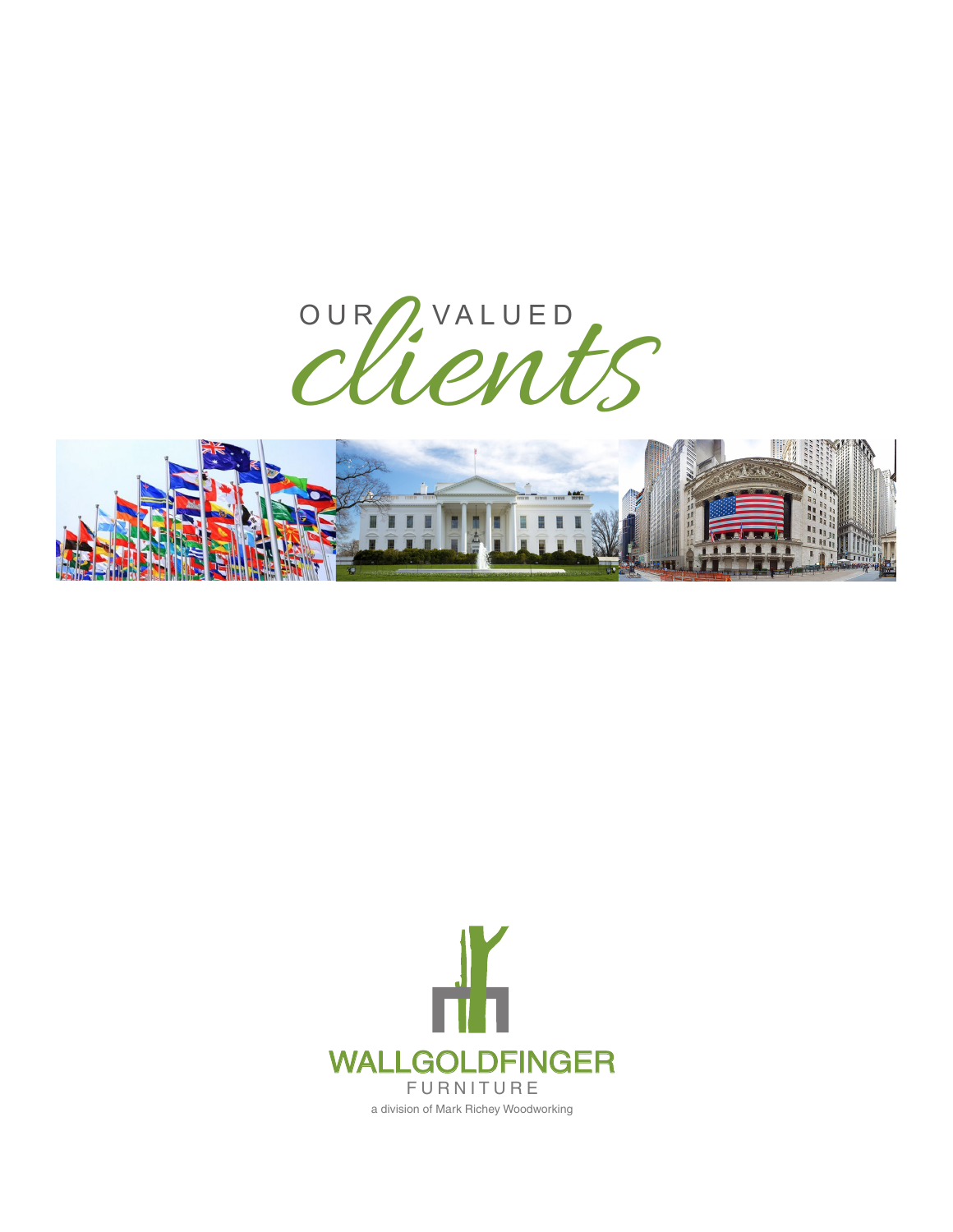# OUR VALUED *clients*

WALLGOLDFINGER

FURNITURE

a division of Mark Richey Woodworking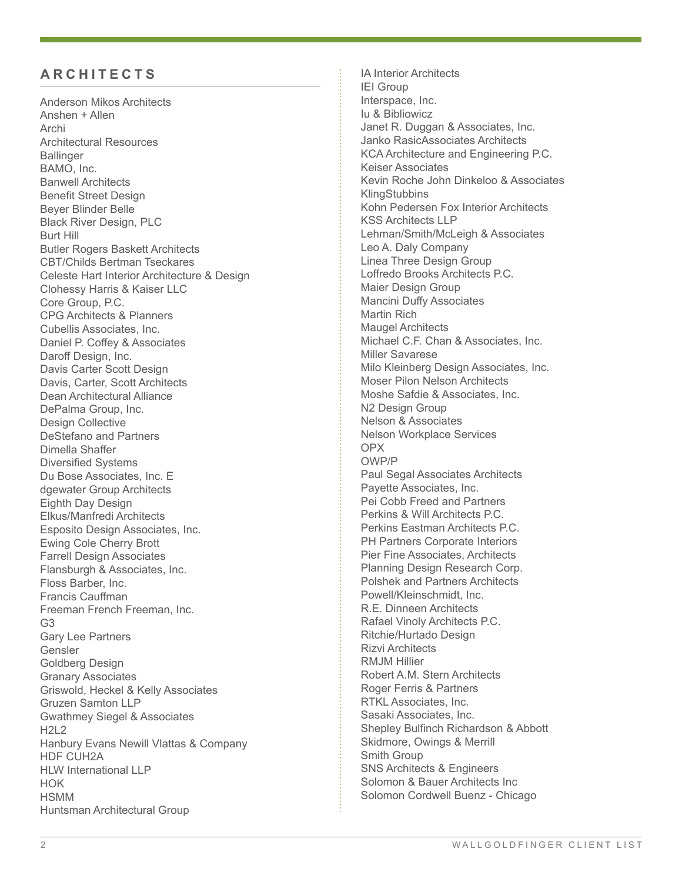## ARCHITECTS

Anderson Mikos Architects
Anshen + Allen
Archi
Architectural Resources
Ballinger
BAMO, Inc.
Banwell Architects
Benefit Street Design
Beyer Blinder Belle
Black River Design, PLC
Burt Hill
Butler Rogers Baskett Architects
CBT/Childs Bertman Tseckares
Celeste Hart Interior Architecture & Design
Clohessy Harris & Kaiser LLC
Core Group, P.C.
CPG Architects & Planners
Cubellis Associates, Inc.
Daniel P. Coffey & Associates
Daroff Design, Inc.
Davis Carter Scott Design
Davis, Carter, Scott Architects
Dean Architectural Alliance
DePalma Group, Inc.
Design Collective
DeStefano and Partners
Dimella Shaffer
Diversified Systems
Du Bose Associates, Inc. E
dgewater Group Architects
Eighth Day Design
Elkus/Manfredi Architects
Esposito Design Associates, Inc.
Ewing Cole Cherry Brott
Farrell Design Associates
Flansburgh & Associates, Inc.
Floss Barber, Inc.
Francis Cauffman
Freeman French Freeman, Inc.
G3
Gary Lee Partners
Gensler
Goldberg Design
Granary Associates
Griswold, Heckel & Kelly Associates
Gruzen Samton LLP
Gwathmey Siegel & Associates
H2L2
Hanbury Evans Newill Vlattas & Company
HDF CUH2A
HLW International LLP
HOK
HSMM
Huntsman Architectural Group
IA Interior Architects
IEI Group
Interspace, Inc.
Iu & Bibliowicz
Janet R. Duggan & Associates, Inc.
Janko RasicAssociates Architects
KCA Architecture and Engineering P.C.
Keiser Associates
Kevin Roche John Dinkeloo & Associates
KlingStubbins
Kohn Pedersen Fox Interior Architects
KSS Architects LLP
Lehman/Smith/McLeigh & Associates
Leo A. Daly Company
Linea Three Design Group
Loffredo Brooks Architects P.C.
Maier Design Group
Mancini Duffy Associates
Martin Rich
Maugel Architects
Michael C.F. Chan & Associates, Inc.
Miller Savarese
Milo Kleinberg Design Associates, Inc.
Moser Pilon Nelson Architects
Moshe Safdie & Associates, Inc.
N2 Design Group
Nelson & Associates
Nelson Workplace Services
OPX
OWP/P
Paul Segal Associates Architects
Payette Associates, Inc.
Pei Cobb Freed and Partners
Perkins & Will Architects P.C.
Perkins Eastman Architects P.C.
PH Partners Corporate Interiors
Pier Fine Associates, Architects
Planning Design Research Corp.
Polshek and Partners Architects
Powell/Kleinschmidt, Inc.
R.E. Dinneen Architects
Rafael Vinoly Architects P.C.
Ritchie/Hurtado Design
Rizvi Architects
RMJM Hillier
Robert A.M. Stern Architects
Roger Ferris & Partners
RTKL Associates, Inc.
Sasaki Associates, Inc.
Shepley Bulfinch Richardson & Abbott
Skidmore, Owings & Merrill
Smith Group
SNS Architects & Engineers
Solomon & Bauer Architects Inc
Solomon Cordwell Buenz - Chicago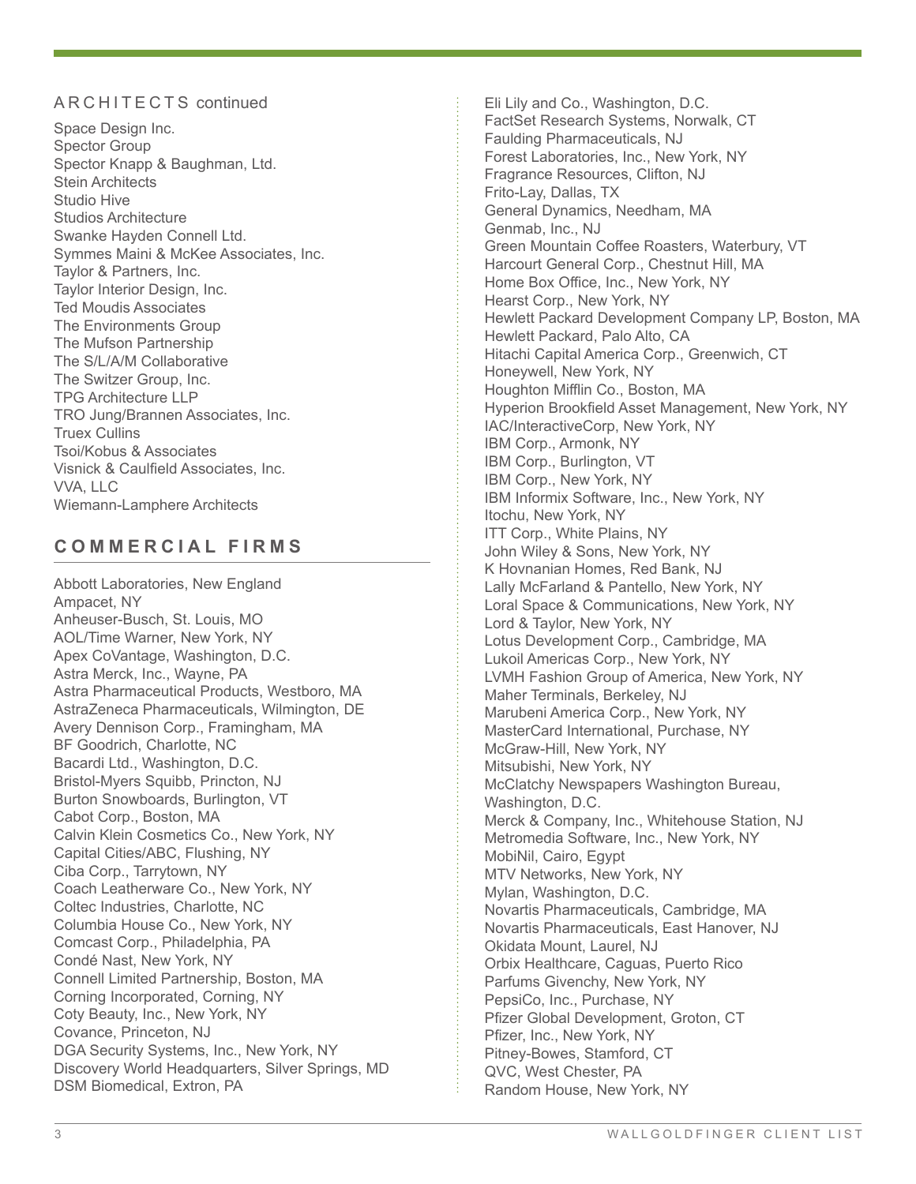## ARCHITECTS continued

Space Design Inc.
Spector Group
Spector Knapp & Baughman, Ltd.
Stein Architects
Studio Hive
Studios Architecture
Swanke Hayden Connell Ltd.
Symmes Maini & McKee Associates, Inc.
Taylor & Partners, Inc.
Taylor Interior Design, Inc.
Ted Moudis Associates
The Environments Group
The Mufson Partnership
The S/L/A/M Collaborative
The Switzer Group, Inc.
TPG Architecture LLP
TRO Jung/Brannen Associates, Inc.
Truex Cullins
Tsoi/Kobus & Associates
Visnick & Caulfield Associates, Inc.
VVA, LLC
Wiemann-Lamphere Architects

## COMMERCIAL FIRMS

Abbott Laboratories, New England
Ampacet, NY
Anheuser-Busch, St. Louis, MO
AOL/Time Warner, New York, NY
Apex CoVantage, Washington, D.C.
Astra Merck, Inc., Wayne, PA
Astra Pharmaceutical Products, Westboro, MA
AstraZeneca Pharmaceuticals, Wilmington, DE
Avery Dennison Corp., Framingham, MA
BF Goodrich, Charlotte, NC
Bacardi Ltd., Washington, D.C.
Bristol-Myers Squibb, Princton, NJ
Burton Snowboards, Burlington, VT
Cabot Corp., Boston, MA
Calvin Klein Cosmetics Co., New York, NY
Capital Cities/ABC, Flushing, NY
Ciba Corp., Tarrytown, NY
Coach Leatherware Co., New York, NY
Coltec Industries, Charlotte, NC
Columbia House Co., New York, NY
Comcast Corp., Philadelphia, PA
Condé Nast, New York, NY
Connell Limited Partnership, Boston, MA
Corning Incorporated, Corning, NY
Coty Beauty, Inc., New York, NY
Covance, Princeton, NJ
DGA Security Systems, Inc., New York, NY
Discovery World Headquarters, Silver Springs, MD
DSM Biomedical, Extron, PA
Eli Lily and Co., Washington, D.C.
FactSet Research Systems, Norwalk, CT
Faulding Pharmaceuticals, NJ
Forest Laboratories, Inc., New York, NY
Fragrance Resources, Clifton, NJ
Frito-Lay, Dallas, TX
General Dynamics, Needham, MA
Genmab, Inc., NJ
Green Mountain Coffee Roasters, Waterbury, VT
Harcourt General Corp., Chestnut Hill, MA
Home Box Office, Inc., New York, NY
Hearst Corp., New York, NY
Hewlett Packard Development Company LP, Boston, MA
Hewlett Packard, Palo Alto, CA
Hitachi Capital America Corp., Greenwich, CT
Honeywell, New York, NY
Houghton Mifflin Co., Boston, MA
Hyperion Brookfield Asset Management, New York, NY
IAC/InteractiveCorp, New York, NY
IBM Corp., Armonk, NY
IBM Corp., Burlington, VT
IBM Corp., New York, NY
IBM Informix Software, Inc., New York, NY
Itochu, New York, NY
ITT Corp., White Plains, NY
John Wiley & Sons, New York, NY
K Hovnanian Homes, Red Bank, NJ
Lally McFarland & Pantello, New York, NY
Loral Space & Communications, New York, NY
Lord & Taylor, New York, NY
Lotus Development Corp., Cambridge, MA
Lukoil Americas Corp., New York, NY
LVMH Fashion Group of America, New York, NY
Maher Terminals, Berkeley, NJ
Marubeni America Corp., New York, NY
MasterCard International, Purchase, NY
McGraw-Hill, New York, NY
Mitsubishi, New York, NY
McClatchy Newspapers Washington Bureau, Washington, D.C.
Merck & Company, Inc., Whitehouse Station, NJ
Metromedia Software, Inc., New York, NY
MobiNil, Cairo, Egypt
MTV Networks, New York, NY
Mylan, Washington, D.C.
Novartis Pharmaceuticals, Cambridge, MA
Novartis Pharmaceuticals, East Hanover, NJ
Okidata Mount, Laurel, NJ
Orbix Healthcare, Caguas, Puerto Rico
Parfums Givenchy, New York, NY
PepsiCo, Inc., Purchase, NY
Pfizer Global Development, Groton, CT
Pfizer, Inc., New York, NY
Pitney-Bowes, Stamford, CT
QVC, West Chester, PA
Random House, New York, NY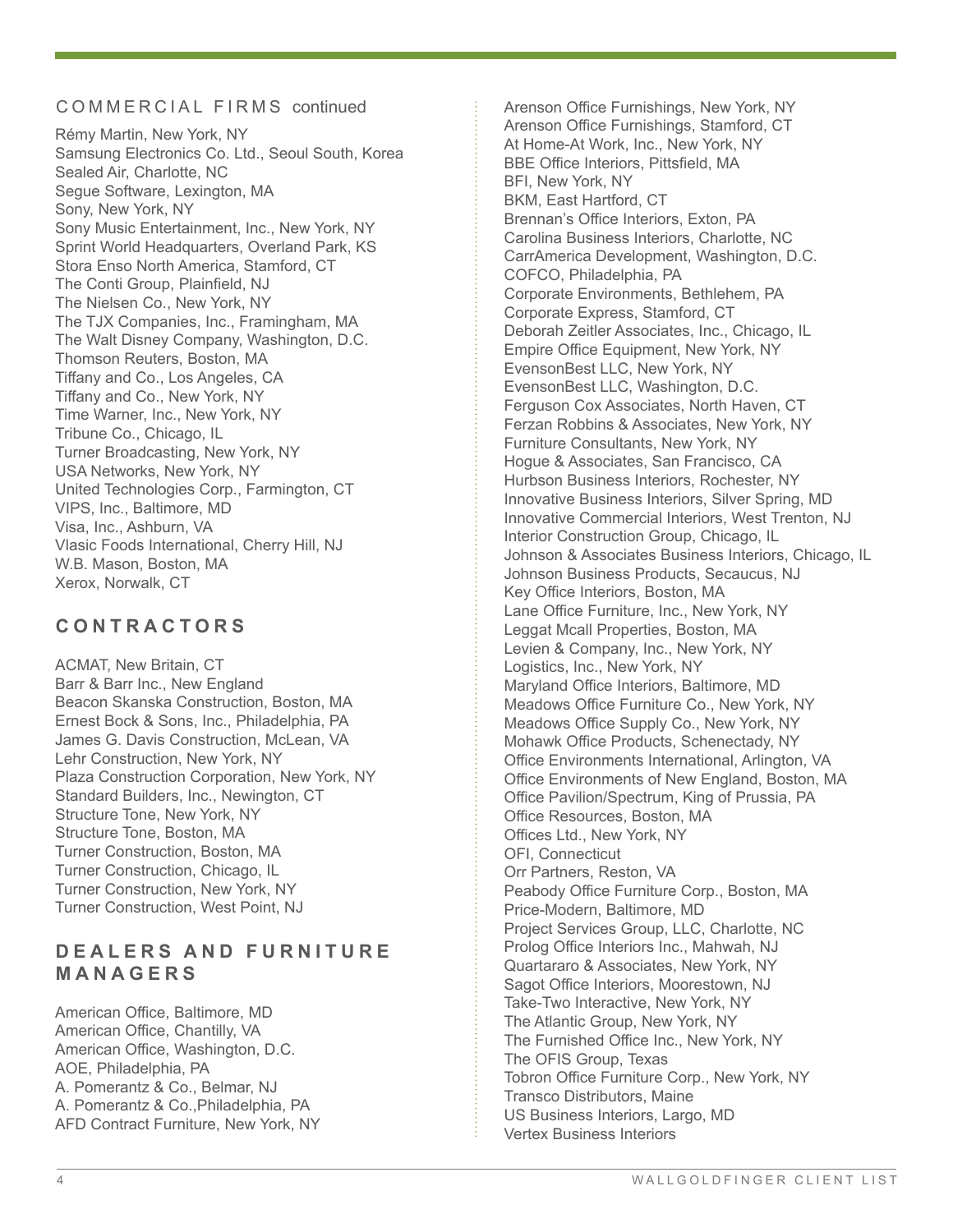## COMMERCIAL FIRMS continued

Rémy Martin, New York, NY
Samsung Electronics Co. Ltd., Seoul South, Korea
Sealed Air, Charlotte, NC
Segue Software, Lexington, MA
Sony, New York, NY
Sony Music Entertainment, Inc., New York, NY
Sprint World Headquarters, Overland Park, KS
Stora Enso North America, Stamford, CT
The Conti Group, Plainfield, NJ
The Nielsen Co., New York, NY
The TJX Companies, Inc., Framingham, MA
The Walt Disney Company, Washington, D.C.
Thomson Reuters, Boston, MA
Tiffany and Co., Los Angeles, CA
Tiffany and Co., New York, NY
Time Warner, Inc., New York, NY
Tribune Co., Chicago, IL
Turner Broadcasting, New York, NY
USA Networks, New York, NY
United Technologies Corp., Farmington, CT
VIPS, Inc., Baltimore, MD
Visa, Inc., Ashburn, VA
Vlasic Foods International, Cherry Hill, NJ
W.B. Mason, Boston, MA
Xerox, Norwalk, CT

## CONTRACTORS

ACMAT, New Britain, CT
Barr & Barr Inc., New England
Beacon Skanska Construction, Boston, MA
Ernest Bock & Sons, Inc., Philadelphia, PA
James G. Davis Construction, McLean, VA
Lehr Construction, New York, NY
Plaza Construction Corporation, New York, NY
Standard Builders, Inc., Newington, CT
Structure Tone, New York, NY
Structure Tone, Boston, MA
Turner Construction, Boston, MA
Turner Construction, Chicago, IL
Turner Construction, New York, NY
Turner Construction, West Point, NJ

## DEALERS AND FURNITURE MANAGERS

American Office, Baltimore, MD
American Office, Chantilly, VA
American Office, Washington, D.C.
AOE, Philadelphia, PA
A. Pomerantz & Co., Belmar, NJ
A. Pomerantz & Co.,Philadelphia, PA
AFD Contract Furniture, New York, NY
Arenson Office Furnishings, New York, NY
Arenson Office Furnishings, Stamford, CT
At Home-At Work, Inc., New York, NY
BBE Office Interiors, Pittsfield, MA
BFI, New York, NY
BKM, East Hartford, CT
Brennan's Office Interiors, Exton, PA
Carolina Business Interiors, Charlotte, NC
CarrAmerica Development, Washington, D.C.
COFCO, Philadelphia, PA
Corporate Environments, Bethlehem, PA
Corporate Express, Stamford, CT
Deborah Zeitler Associates, Inc., Chicago, IL
Empire Office Equipment, New York, NY
EvensonBest LLC, New York, NY
EvensonBest LLC, Washington, D.C.
Ferguson Cox Associates, North Haven, CT
Ferzan Robbins & Associates, New York, NY
Furniture Consultants, New York, NY
Hogue & Associates, San Francisco, CA
Hurbson Business Interiors, Rochester, NY
Innovative Business Interiors, Silver Spring, MD
Innovative Commercial Interiors, West Trenton, NJ
Interior Construction Group, Chicago, IL
Johnson & Associates Business Interiors, Chicago, IL
Johnson Business Products, Secaucus, NJ
Key Office Interiors, Boston, MA
Lane Office Furniture, Inc., New York, NY
Leggat Mcall Properties, Boston, MA
Levien & Company, Inc., New York, NY
Logistics, Inc., New York, NY
Maryland Office Interiors, Baltimore, MD
Meadows Office Furniture Co., New York, NY
Meadows Office Supply Co., New York, NY
Mohawk Office Products, Schenectady, NY
Office Environments International, Arlington, VA
Office Environments of New England, Boston, MA
Office Pavilion/Spectrum, King of Prussia, PA
Office Resources, Boston, MA
Offices Ltd., New York, NY
OFI, Connecticut
Orr Partners, Reston, VA
Peabody Office Furniture Corp., Boston, MA
Price-Modern, Baltimore, MD
Project Services Group, LLC, Charlotte, NC
Prolog Office Interiors Inc., Mahwah, NJ
Quartararo & Associates, New York, NY
Sagot Office Interiors, Moorestown, NJ
Take-Two Interactive, New York, NY
The Atlantic Group, New York, NY
The Furnished Office Inc., New York, NY
The OFIS Group, Texas
Tobron Office Furniture Corp., New York, NY
Transco Distributors, Maine
US Business Interiors, Largo, MD
Vertex Business Interiors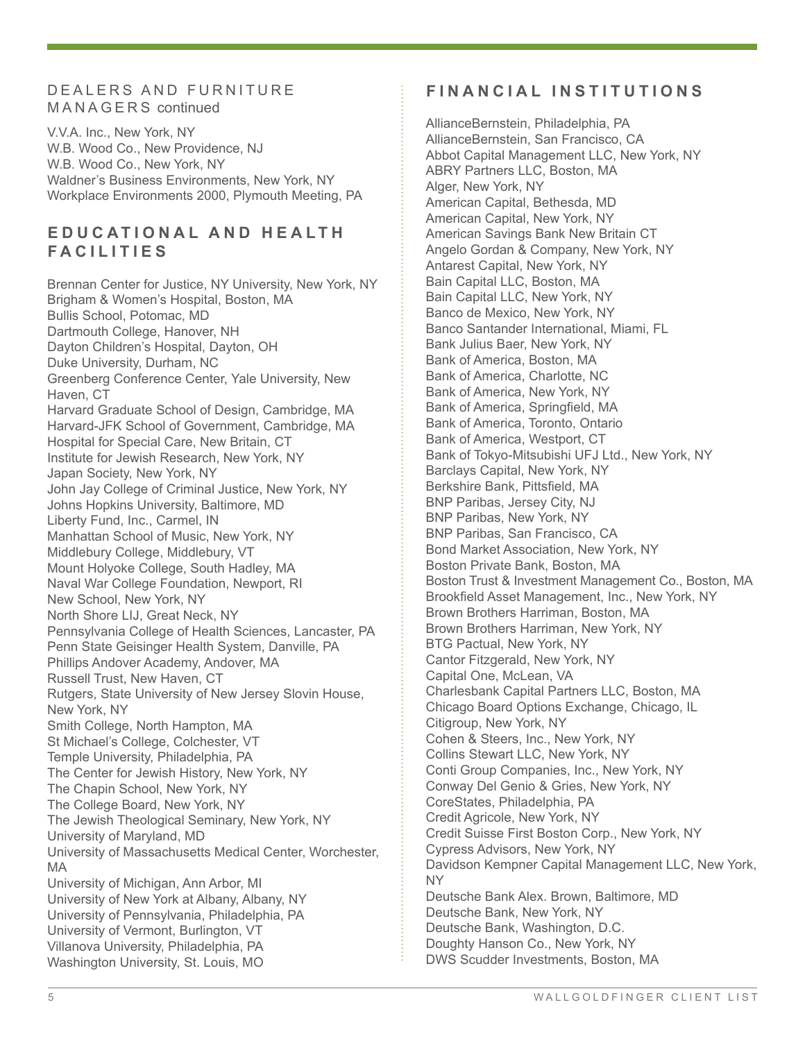## DEALERS AND FURNITURE MANAGERS continued

V.V.A. Inc., New York, NY
W.B. Wood Co., New Providence, NJ
W.B. Wood Co., New York, NY
Waldner's Business Environments, New York, NY
Workplace Environments 2000, Plymouth Meeting, PA

## EDUCATIONAL AND HEALTH FACILITIES

Brennan Center for Justice, NY University, New York, NY
Brigham & Women's Hospital, Boston, MA
Bullis School, Potomac, MD
Dartmouth College, Hanover, NH
Dayton Children's Hospital, Dayton, OH
Duke University, Durham, NC
Greenberg Conference Center, Yale University, New Haven, CT
Harvard Graduate School of Design, Cambridge, MA
Harvard-JFK School of Government, Cambridge, MA
Hospital for Special Care, New Britain, CT
Institute for Jewish Research, New York, NY
Japan Society, New York, NY
John Jay College of Criminal Justice, New York, NY
Johns Hopkins University, Baltimore, MD
Liberty Fund, Inc., Carmel, IN
Manhattan School of Music, New York, NY
Middlebury College, Middlebury, VT
Mount Holyoke College, South Hadley, MA
Naval War College Foundation, Newport, RI
New School, New York, NY
North Shore LIJ, Great Neck, NY
Pennsylvania College of Health Sciences, Lancaster, PA
Penn State Geisinger Health System, Danville, PA
Phillips Andover Academy, Andover, MA
Russell Trust, New Haven, CT
Rutgers, State University of New Jersey Slovin House, New York, NY
Smith College, North Hampton, MA
St Michael's College, Colchester, VT
Temple University, Philadelphia, PA
The Center for Jewish History, New York, NY
The Chapin School, New York, NY
The College Board, New York, NY
The Jewish Theological Seminary, New York, NY
University of Maryland, MD
University of Massachusetts Medical Center, Worchester, MA
University of Michigan, Ann Arbor, MI
University of New York at Albany, Albany, NY
University of Pennsylvania, Philadelphia, PA
University of Vermont, Burlington, VT
Villanova University, Philadelphia, PA
Washington University, St. Louis, MO

## FINANCIAL INSTITUTIONS

AllianceBernstein, Philadelphia, PA
AllianceBernstein, San Francisco, CA
Abbot Capital Management LLC, New York, NY
ABRY Partners LLC, Boston, MA
Alger, New York, NY
American Capital, Bethesda, MD
American Capital, New York, NY
American Savings Bank New Britain CT
Angelo Gordan & Company, New York, NY
Antarest Capital, New York, NY
Bain Capital LLC, Boston, MA
Bain Capital LLC, New York, NY
Banco de Mexico, New York, NY
Banco Santander International, Miami, FL
Bank Julius Baer, New York, NY
Bank of America, Boston, MA
Bank of America, Charlotte, NC
Bank of America, New York, NY
Bank of America, Springfield, MA
Bank of America, Toronto, Ontario
Bank of America, Westport, CT
Bank of Tokyo-Mitsubishi UFJ Ltd., New York, NY
Barclays Capital, New York, NY
Berkshire Bank, Pittsfield, MA
BNP Paribas, Jersey City, NJ
BNP Paribas, New York, NY
BNP Paribas, San Francisco, CA
Bond Market Association, New York, NY
Boston Private Bank, Boston, MA
Boston Trust & Investment Management Co., Boston, MA
Brookfield Asset Management, Inc., New York, NY
Brown Brothers Harriman, Boston, MA
Brown Brothers Harriman, New York, NY
BTG Pactual, New York, NY
Cantor Fitzgerald, New York, NY
Capital One, McLean, VA
Charlesbank Capital Partners LLC, Boston, MA
Chicago Board Options Exchange, Chicago, IL
Citigroup, New York, NY
Cohen & Steers, Inc., New York, NY
Collins Stewart LLC, New York, NY
Conti Group Companies, Inc., New York, NY
Conway Del Genio & Gries, New York, NY
CoreStates, Philadelphia, PA
Credit Agricole, New York, NY
Credit Suisse First Boston Corp., New York, NY
Cypress Advisors, New York, NY
Davidson Kempner Capital Management LLC, New York, NY
Deutsche Bank Alex. Brown, Baltimore, MD
Deutsche Bank, New York, NY
Deutsche Bank, Washington, D.C.
Doughty Hanson Co., New York, NY
DWS Scudder Investments, Boston, MA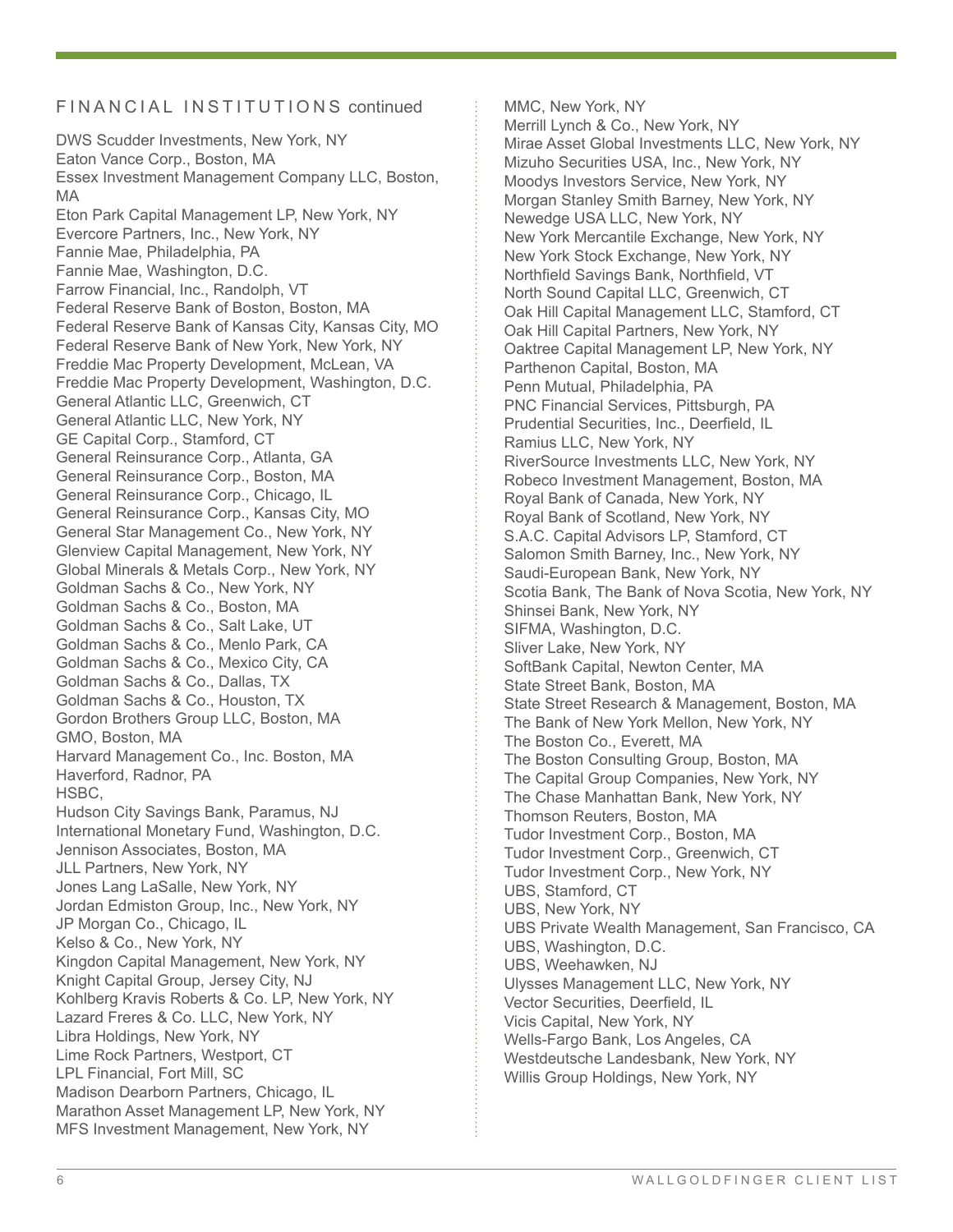## FINANCIAL INSTITUTIONS continued

DWS Scudder Investments, New York, NY
Eaton Vance Corp., Boston, MA
Essex Investment Management Company LLC, Boston, MA
Eton Park Capital Management LP, New York, NY
Evercore Partners, Inc., New York, NY
Fannie Mae, Philadelphia, PA
Fannie Mae, Washington, D.C.
Farrow Financial, Inc., Randolph, VT
Federal Reserve Bank of Boston, Boston, MA
Federal Reserve Bank of Kansas City, Kansas City, MO
Federal Reserve Bank of New York, New York, NY
Freddie Mac Property Development, McLean, VA
Freddie Mac Property Development, Washington, D.C.
General Atlantic LLC, Greenwich, CT
General Atlantic LLC, New York, NY
GE Capital Corp., Stamford, CT
General Reinsurance Corp., Atlanta, GA
General Reinsurance Corp., Boston, MA
General Reinsurance Corp., Chicago, IL
General Reinsurance Corp., Kansas City, MO
General Star Management Co., New York, NY
Glenview Capital Management, New York, NY
Global Minerals & Metals Corp., New York, NY
Goldman Sachs & Co., New York, NY
Goldman Sachs & Co., Boston, MA
Goldman Sachs & Co., Salt Lake, UT
Goldman Sachs & Co., Menlo Park, CA
Goldman Sachs & Co., Mexico City, CA
Goldman Sachs & Co., Dallas, TX
Goldman Sachs & Co., Houston, TX
Gordon Brothers Group LLC, Boston, MA
GMO, Boston, MA
Harvard Management Co., Inc. Boston, MA
Haverford, Radnor, PA
HSBC,
Hudson City Savings Bank, Paramus, NJ
International Monetary Fund, Washington, D.C.
Jennison Associates, Boston, MA
JLL Partners, New York, NY
Jones Lang LaSalle, New York, NY
Jordan Edmiston Group, Inc., New York, NY
JP Morgan Co., Chicago, IL
Kelso & Co., New York, NY
Kingdon Capital Management, New York, NY
Knight Capital Group, Jersey City, NJ
Kohlberg Kravis Roberts & Co. LP, New York, NY
Lazard Freres & Co. LLC, New York, NY
Libra Holdings, New York, NY
Lime Rock Partners, Westport, CT
LPL Financial, Fort Mill, SC
Madison Dearborn Partners, Chicago, IL
Marathon Asset Management LP, New York, NY
MFS Investment Management, New York, NY
MMC, New York, NY
Merrill Lynch & Co., New York, NY
Mirae Asset Global Investments LLC, New York, NY
Mizuho Securities USA, Inc., New York, NY
Moodys Investors Service, New York, NY
Morgan Stanley Smith Barney, New York, NY
Newedge USA LLC, New York, NY
New York Mercantile Exchange, New York, NY
New York Stock Exchange, New York, NY
Northfield Savings Bank, Northfield, VT
North Sound Capital LLC, Greenwich, CT
Oak Hill Capital Management LLC, Stamford, CT
Oak Hill Capital Partners, New York, NY
Oaktree Capital Management LP, New York, NY
Parthenon Capital, Boston, MA
Penn Mutual, Philadelphia, PA
PNC Financial Services, Pittsburgh, PA
Prudential Securities, Inc., Deerfield, IL
Ramius LLC, New York, NY
RiverSource Investments LLC, New York, NY
Robeco Investment Management, Boston, MA
Royal Bank of Canada, New York, NY
Royal Bank of Scotland, New York, NY
S.A.C. Capital Advisors LP, Stamford, CT
Salomon Smith Barney, Inc., New York, NY
Saudi-European Bank, New York, NY
Scotia Bank, The Bank of Nova Scotia, New York, NY
Shinsei Bank, New York, NY
SIFMA, Washington, D.C.
Sliver Lake, New York, NY
SoftBank Capital, Newton Center, MA
State Street Bank, Boston, MA
State Street Research & Management, Boston, MA
The Bank of New York Mellon, New York, NY
The Boston Co., Everett, MA
The Boston Consulting Group, Boston, MA
The Capital Group Companies, New York, NY
The Chase Manhattan Bank, New York, NY
Thomson Reuters, Boston, MA
Tudor Investment Corp., Boston, MA
Tudor Investment Corp., Greenwich, CT
Tudor Investment Corp., New York, NY
UBS, Stamford, CT
UBS, New York, NY
UBS Private Wealth Management, San Francisco, CA
UBS, Washington, D.C.
UBS, Weehawken, NJ
Ulysses Management LLC, New York, NY
Vector Securities, Deerfield, IL
Vicis Capital, New York, NY
Wells-Fargo Bank, Los Angeles, CA
Westdeutsche Landesbank, New York, NY
Willis Group Holdings, New York, NY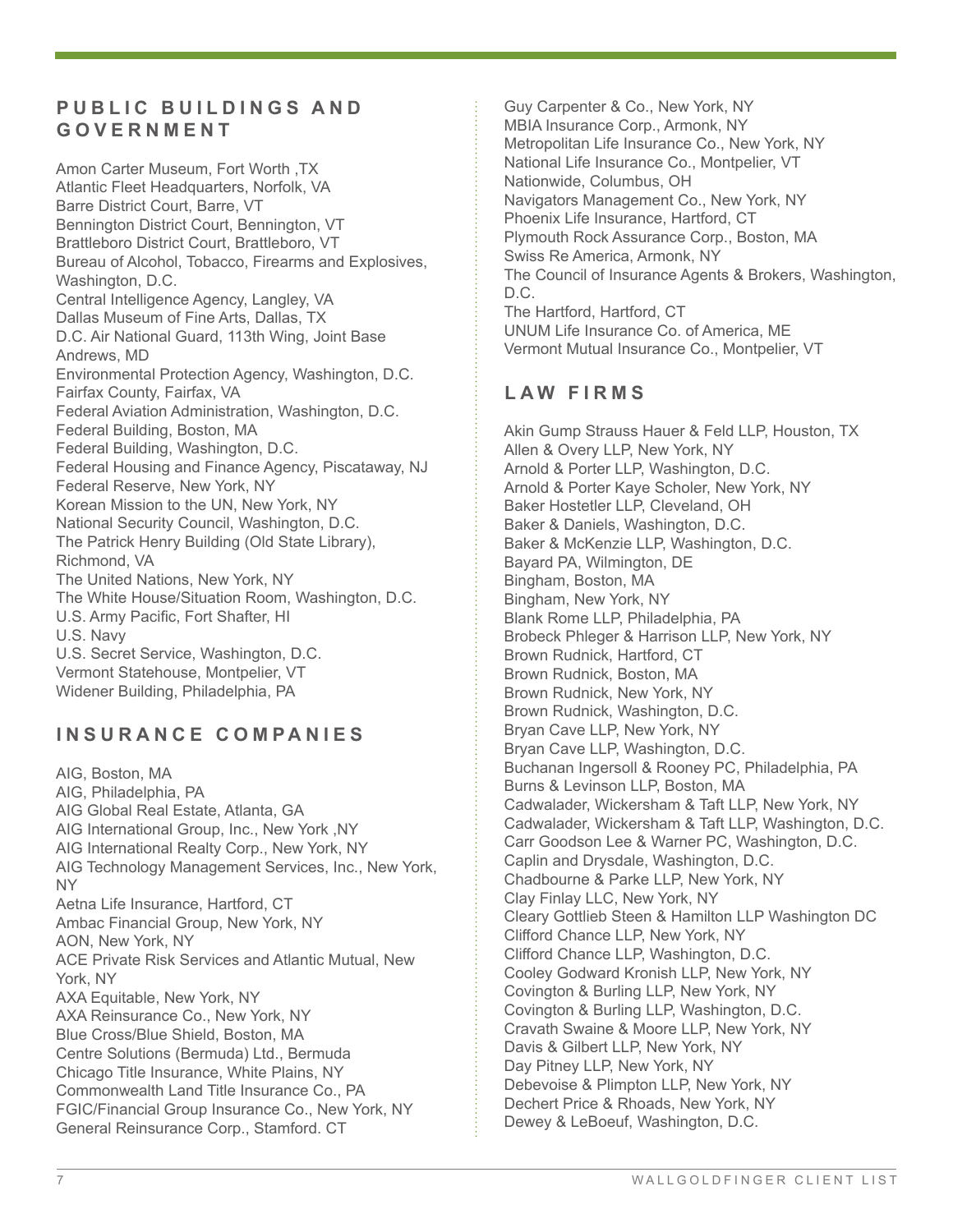## PUBLIC BUILDINGS AND GOVERNMENT

Amon Carter Museum, Fort Worth ,TX
Atlantic Fleet Headquarters, Norfolk, VA
Barre District Court, Barre, VT
Bennington District Court, Bennington, VT
Brattleboro District Court, Brattleboro, VT
Bureau of Alcohol, Tobacco, Firearms and Explosives, Washington, D.C.
Central Intelligence Agency, Langley, VA
Dallas Museum of Fine Arts, Dallas, TX
D.C. Air National Guard, 113th Wing, Joint Base Andrews, MD
Environmental Protection Agency, Washington, D.C.
Fairfax County, Fairfax, VA
Federal Aviation Administration, Washington, D.C.
Federal Building, Boston, MA
Federal Building, Washington, D.C.
Federal Housing and Finance Agency, Piscataway, NJ
Federal Reserve, New York, NY
Korean Mission to the UN, New York, NY
National Security Council, Washington, D.C.
The Patrick Henry Building (Old State Library), Richmond, VA
The United Nations, New York, NY
The White House/Situation Room, Washington, D.C.
U.S. Army Pacific, Fort Shafter, HI
U.S. Navy
U.S. Secret Service, Washington, D.C.
Vermont Statehouse, Montpelier, VT
Widener Building, Philadelphia, PA

## INSURANCE COMPANIES

AIG, Boston, MA
AIG, Philadelphia, PA
AIG Global Real Estate, Atlanta, GA
AIG International Group, Inc., New York ,NY
AIG International Realty Corp., New York, NY
AIG Technology Management Services, Inc., New York, NY
Aetna Life Insurance, Hartford, CT
Ambac Financial Group, New York, NY
AON, New York, NY
ACE Private Risk Services and Atlantic Mutual, New York, NY
AXA Equitable, New York, NY
AXA Reinsurance Co., New York, NY
Blue Cross/Blue Shield, Boston, MA
Centre Solutions (Bermuda) Ltd., Bermuda
Chicago Title Insurance, White Plains, NY
Commonwealth Land Title Insurance Co., PA
FGIC/Financial Group Insurance Co., New York, NY
General Reinsurance Corp., Stamford. CT
Guy Carpenter & Co., New York, NY
MBIA Insurance Corp., Armonk, NY
Metropolitan Life Insurance Co., New York, NY
National Life Insurance Co., Montpelier, VT
Nationwide, Columbus, OH
Navigators Management Co., New York, NY
Phoenix Life Insurance, Hartford, CT
Plymouth Rock Assurance Corp., Boston, MA
Swiss Re America, Armonk, NY
The Council of Insurance Agents & Brokers, Washington, D.C.
The Hartford, Hartford, CT
UNUM Life Insurance Co. of America, ME
Vermont Mutual Insurance Co., Montpelier, VT

## LAW FIRMS

Akin Gump Strauss Hauer & Feld LLP, Houston, TX
Allen & Overy LLP, New York, NY
Arnold & Porter LLP, Washington, D.C.
Arnold & Porter Kaye Scholer, New York, NY
Baker Hostetler LLP, Cleveland, OH
Baker & Daniels, Washington, D.C.
Baker & McKenzie LLP, Washington, D.C.
Bayard PA, Wilmington, DE
Bingham, Boston, MA
Bingham, New York, NY
Blank Rome LLP, Philadelphia, PA
Brobeck Phleger & Harrison LLP, New York, NY
Brown Rudnick, Hartford, CT
Brown Rudnick, Boston, MA
Brown Rudnick, New York, NY
Brown Rudnick, Washington, D.C.
Bryan Cave LLP, New York, NY
Bryan Cave LLP, Washington, D.C.
Buchanan Ingersoll & Rooney PC, Philadelphia, PA
Burns & Levinson LLP, Boston, MA
Cadwalader, Wickersham & Taft LLP, New York, NY
Cadwalader, Wickersham & Taft LLP, Washington, D.C.
Carr Goodson Lee & Warner PC, Washington, D.C.
Caplin and Drysdale, Washington, D.C.
Chadbourne & Parke LLP, New York, NY
Clay Finlay LLC, New York, NY
Cleary Gottlieb Steen & Hamilton LLP Washington DC
Clifford Chance LLP, New York, NY
Clifford Chance LLP, Washington, D.C.
Cooley Godward Kronish LLP, New York, NY
Covington & Burling LLP, New York, NY
Covington & Burling LLP, Washington, D.C.
Cravath Swaine & Moore LLP, New York, NY
Davis & Gilbert LLP, New York, NY
Day Pitney LLP, New York, NY
Debevoise & Plimpton LLP, New York, NY
Dechert Price & Rhoads, New York, NY
Dewey & LeBoeuf, Washington, D.C.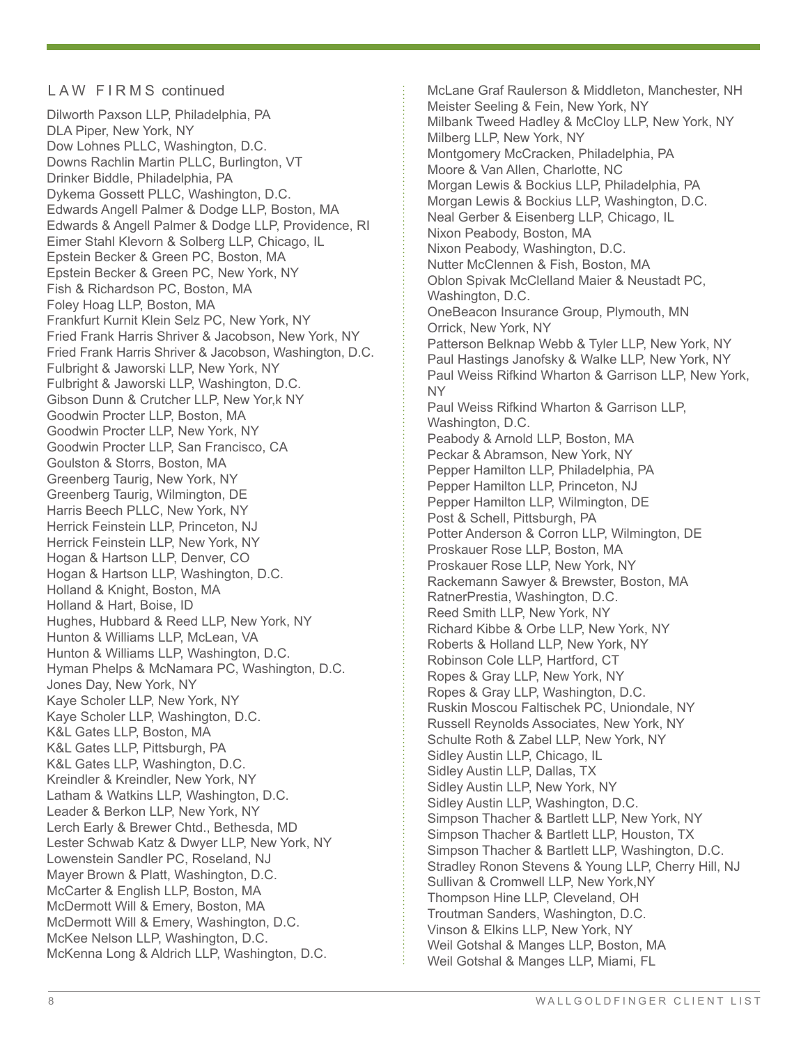## LAW FIRMS continued

Dilworth Paxson LLP, Philadelphia, PA
DLA Piper, New York, NY
Dow Lohnes PLLC, Washington, D.C.
Downs Rachlin Martin PLLC, Burlington, VT
Drinker Biddle, Philadelphia, PA
Dykema Gossett PLLC, Washington, D.C.
Edwards Angell Palmer & Dodge LLP, Boston, MA
Edwards & Angell Palmer & Dodge LLP, Providence, RI
Eimer Stahl Klevorn & Solberg LLP, Chicago, IL
Epstein Becker & Green PC, Boston, MA
Epstein Becker & Green PC, New York, NY
Fish & Richardson PC, Boston, MA
Foley Hoag LLP, Boston, MA
Frankfurt Kurnit Klein Selz PC, New York, NY
Fried Frank Harris Shriver & Jacobson, New York, NY
Fried Frank Harris Shriver & Jacobson, Washington, D.C.
Fulbright & Jaworski LLP, New York, NY
Fulbright & Jaworski LLP, Washington, D.C.
Gibson Dunn & Crutcher LLP, New Yor,k NY
Goodwin Procter LLP, Boston, MA
Goodwin Procter LLP, New York, NY
Goodwin Procter LLP, San Francisco, CA
Goulston & Storrs, Boston, MA
Greenberg Taurig, New York, NY
Greenberg Taurig, Wilmington, DE
Harris Beech PLLC, New York, NY
Herrick Feinstein LLP, Princeton, NJ
Herrick Feinstein LLP, New York, NY
Hogan & Hartson LLP, Denver, CO
Hogan & Hartson LLP, Washington, D.C.
Holland & Knight, Boston, MA
Holland & Hart, Boise, ID
Hughes, Hubbard & Reed LLP, New York, NY
Hunton & Williams LLP, McLean, VA
Hunton & Williams LLP, Washington, D.C.
Hyman Phelps & McNamara PC, Washington, D.C.
Jones Day, New York, NY
Kaye Scholer LLP, New York, NY
Kaye Scholer LLP, Washington, D.C.
K&L Gates LLP, Boston, MA
K&L Gates LLP, Pittsburgh, PA
K&L Gates LLP, Washington, D.C.
Kreindler & Kreindler, New York, NY
Latham & Watkins LLP, Washington, D.C.
Leader & Berkon LLP, New York, NY
Lerch Early & Brewer Chtd., Bethesda, MD
Lester Schwab Katz & Dwyer LLP, New York, NY
Lowenstein Sandler PC, Roseland, NJ
Mayer Brown & Platt, Washington, D.C.
McCarter & English LLP, Boston, MA
McDermott Will & Emery, Boston, MA
McDermott Will & Emery, Washington, D.C.
McKee Nelson LLP, Washington, D.C.
McKenna Long & Aldrich LLP, Washington, D.C.
McLane Graf Raulerson & Middleton, Manchester, NH
Meister Seeling & Fein, New York, NY
Milbank Tweed Hadley & McCloy LLP, New York, NY
Milberg LLP, New York, NY
Montgomery McCracken, Philadelphia, PA
Moore & Van Allen, Charlotte, NC
Morgan Lewis & Bockius LLP, Philadelphia, PA
Morgan Lewis & Bockius LLP, Washington, D.C.
Neal Gerber & Eisenberg LLP, Chicago, IL
Nixon Peabody, Boston, MA
Nixon Peabody, Washington, D.C.
Nutter McClennen & Fish, Boston, MA
Oblon Spivak McClelland Maier & Neustadt PC, Washington, D.C.
OneBeacon Insurance Group, Plymouth, MN
Orrick, New York, NY
Patterson Belknap Webb & Tyler LLP, New York, NY
Paul Hastings Janofsky & Walke LLP, New York, NY
Paul Weiss Rifkind Wharton & Garrison LLP, New York, NY
Paul Weiss Rifkind Wharton & Garrison LLP, Washington, D.C.
Peabody & Arnold LLP, Boston, MA
Peckar & Abramson, New York, NY
Pepper Hamilton LLP, Philadelphia, PA
Pepper Hamilton LLP, Princeton, NJ
Pepper Hamilton LLP, Wilmington, DE
Post & Schell, Pittsburgh, PA
Potter Anderson & Corron LLP, Wilmington, DE
Proskauer Rose LLP, Boston, MA
Proskauer Rose LLP, New York, NY
Rackemann Sawyer & Brewster, Boston, MA
RatnerPrestia, Washington, D.C.
Reed Smith LLP, New York, NY
Richard Kibbe & Orbe LLP, New York, NY
Roberts & Holland LLP, New York, NY
Robinson Cole LLP, Hartford, CT
Ropes & Gray LLP, New York, NY
Ropes & Gray LLP, Washington, D.C.
Ruskin Moscou Faltischek PC, Uniondale, NY
Russell Reynolds Associates, New York, NY
Schulte Roth & Zabel LLP, New York, NY
Sidley Austin LLP, Chicago, IL
Sidley Austin LLP, Dallas, TX
Sidley Austin LLP, New York, NY
Sidley Austin LLP, Washington, D.C.
Simpson Thacher & Bartlett LLP, New York, NY
Simpson Thacher & Bartlett LLP, Houston, TX
Simpson Thacher & Bartlett LLP, Washington, D.C.
Stradley Ronon Stevens & Young LLP, Cherry Hill, NJ
Sullivan & Cromwell LLP, New York,NY
Thompson Hine LLP, Cleveland, OH
Troutman Sanders, Washington, D.C.
Vinson & Elkins LLP, New York, NY
Weil Gotshal & Manges LLP, Boston, MA
Weil Gotshal & Manges LLP, Miami, FL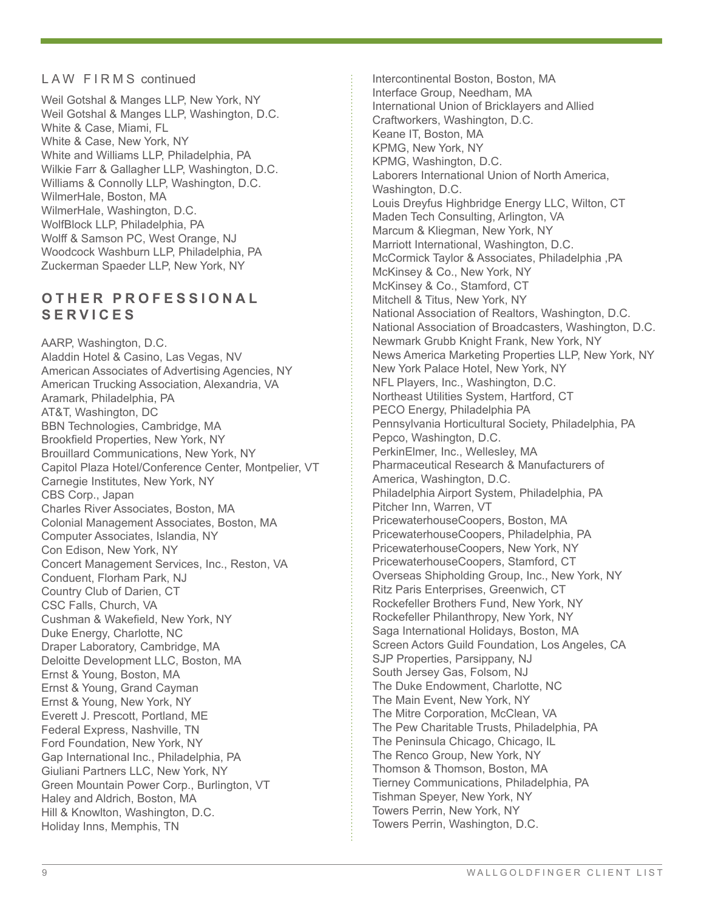## LAW FIRMS continued

Weil Gotshal & Manges LLP, New York, NY
Weil Gotshal & Manges LLP, Washington, D.C.
White & Case, Miami, FL
White & Case, New York, NY
White and Williams LLP, Philadelphia, PA
Wilkie Farr & Gallagher LLP, Washington, D.C.
Williams & Connolly LLP, Washington, D.C.
WilmerHale, Boston, MA
WilmerHale, Washington, D.C.
WolfBlock LLP, Philadelphia, PA
Wolff & Samson PC, West Orange, NJ
Woodcock Washburn LLP, Philadelphia, PA
Zuckerman Spaeder LLP, New York, NY

## OTHER PROFESSIONAL SERVICES

AARP, Washington, D.C.
Aladdin Hotel & Casino, Las Vegas, NV
American Associates of Advertising Agencies, NY
American Trucking Association, Alexandria, VA
Aramark, Philadelphia, PA
AT&T, Washington, DC
BBN Technologies, Cambridge, MA
Brookfield Properties, New York, NY
Brouillard Communications, New York, NY
Capitol Plaza Hotel/Conference Center, Montpelier, VT
Carnegie Institutes, New York, NY
CBS Corp., Japan
Charles River Associates, Boston, MA
Colonial Management Associates, Boston, MA
Computer Associates, Islandia, NY
Con Edison, New York, NY
Concert Management Services, Inc., Reston, VA
Conduent, Florham Park, NJ
Country Club of Darien, CT
CSC Falls, Church, VA
Cushman & Wakefield, New York, NY
Duke Energy, Charlotte, NC
Draper Laboratory, Cambridge, MA
Deloitte Development LLC, Boston, MA
Ernst & Young, Boston, MA
Ernst & Young, Grand Cayman
Ernst & Young, New York, NY
Everett J. Prescott, Portland, ME
Federal Express, Nashville, TN
Ford Foundation, New York, NY
Gap International Inc., Philadelphia, PA
Giuliani Partners LLC, New York, NY
Green Mountain Power Corp., Burlington, VT
Haley and Aldrich, Boston, MA
Hill & Knowlton, Washington, D.C.
Holiday Inns, Memphis, TN
Intercontinental Boston, Boston, MA
Interface Group, Needham, MA
International Union of Bricklayers and Allied Craftworkers, Washington, D.C.
Keane IT, Boston, MA
KPMG, New York, NY
KPMG, Washington, D.C.
Laborers International Union of North America, Washington, D.C.
Louis Dreyfus Highbridge Energy LLC, Wilton, CT
Maden Tech Consulting, Arlington, VA
Marcum & Kliegman, New York, NY
Marriott International, Washington, D.C.
McCormick Taylor & Associates, Philadelphia ,PA
McKinsey & Co., New York, NY
McKinsey & Co., Stamford, CT
Mitchell & Titus, New York, NY
National Association of Realtors, Washington, D.C.
National Association of Broadcasters, Washington, D.C.
Newmark Grubb Knight Frank, New York, NY
News America Marketing Properties LLP, New York, NY
New York Palace Hotel, New York, NY
NFL Players, Inc., Washington, D.C.
Northeast Utilities System, Hartford, CT
PECO Energy, Philadelphia PA
Pennsylvania Horticultural Society, Philadelphia, PA
Pepco, Washington, D.C.
PerkinElmer, Inc., Wellesley, MA
Pharmaceutical Research & Manufacturers of America, Washington, D.C.
Philadelphia Airport System, Philadelphia, PA
Pitcher Inn, Warren, VT
PricewaterhouseCoopers, Boston, MA
PricewaterhouseCoopers, Philadelphia, PA
PricewaterhouseCoopers, New York, NY
PricewaterhouseCoopers, Stamford, CT
Overseas Shipholding Group, Inc., New York, NY
Ritz Paris Enterprises, Greenwich, CT
Rockefeller Brothers Fund, New York, NY
Rockefeller Philanthropy, New York, NY
Saga International Holidays, Boston, MA
Screen Actors Guild Foundation, Los Angeles, CA
SJP Properties, Parsippany, NJ
South Jersey Gas, Folsom, NJ
The Duke Endowment, Charlotte, NC
The Main Event, New York, NY
The Mitre Corporation, McClean, VA
The Pew Charitable Trusts, Philadelphia, PA
The Peninsula Chicago, Chicago, IL
The Renco Group, New York, NY
Thomson & Thomson, Boston, MA
Tierney Communications, Philadelphia, PA
Tishman Speyer, New York, NY
Towers Perrin, New York, NY
Towers Perrin, Washington, D.C.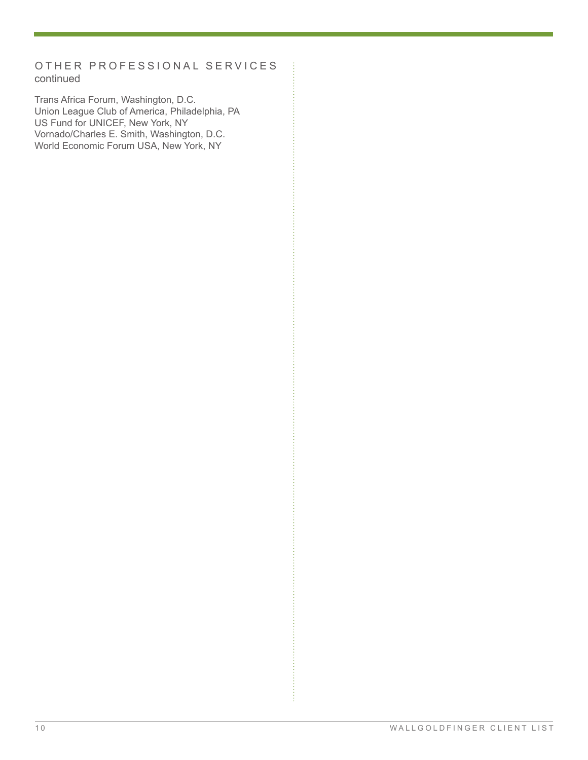## OTHER PROFESSIONAL SERVICES
continued

Trans Africa Forum, Washington, D.C.
Union League Club of America, Philadelphia, PA
US Fund for UNICEF, New York, NY
Vornado/Charles E. Smith, Washington, D.C.
World Economic Forum USA, New York, NY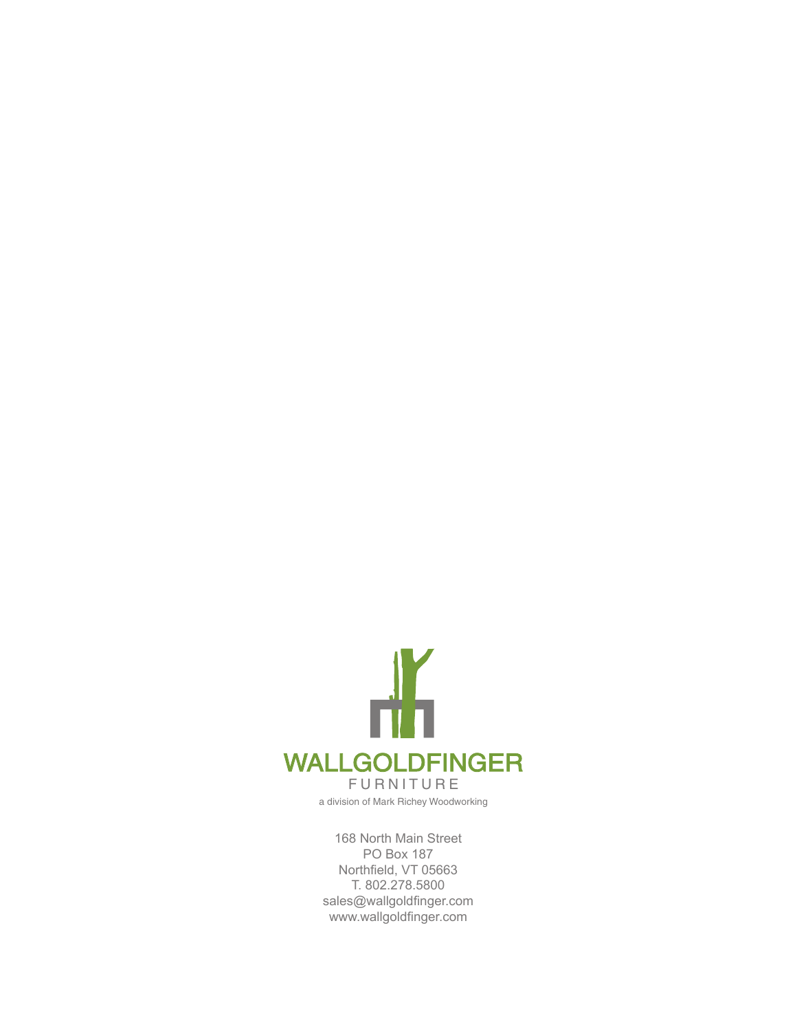WALLGOLDFINGER

FURNITURE

a division of Mark Richey Woodworking

168 North Main Street
PO Box 187
Northfield, VT 05663
T. 802.278.5800
sales@wallgoldfinger.com
www.wallgoldfinger.com